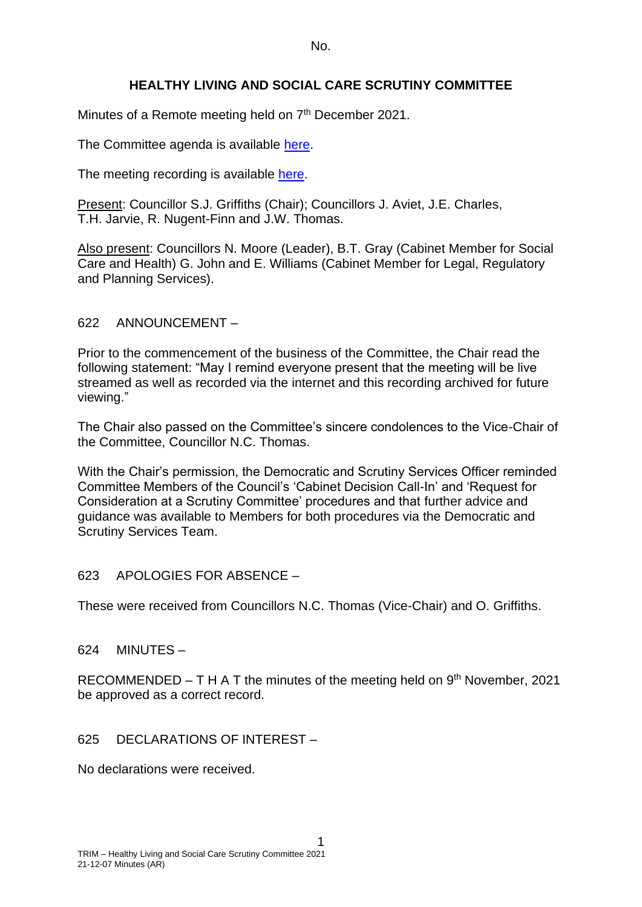No.

# HEALTHY LIVING AND SOCIAL CARE SCRUTINY COMMITTEE

Minutes of a Remote meeting held on 7th December 2021.

The Committee agenda is available [here](here).

The meeting recording is available [here](here).

Present: Councillor S.J. Griffiths (Chair); Councillors J. Aviet, J.E. Charles, T.H. Jarvie, R. Nugent-Finn and J.W. Thomas.

Also present: Councillors N. Moore (Leader), B.T. Gray (Cabinet Member for Social Care and Health) G. John and E. Williams (Cabinet Member for Legal, Regulatory and Planning Services).

## 622 ANNOUNCEMENT –

Prior to the commencement of the business of the Committee, the Chair read the following statement: "May I remind everyone present that the meeting will be live streamed as well as recorded via the internet and this recording archived for future viewing."

The Chair also passed on the Committee's sincere condolences to the Vice-Chair of the Committee, Councillor N.C. Thomas.

With the Chair's permission, the Democratic and Scrutiny Services Officer reminded Committee Members of the Council's 'Cabinet Decision Call-In' and 'Request for Consideration at a Scrutiny Committee' procedures and that further advice and guidance was available to Members for both procedures via the Democratic and Scrutiny Services Team.

## 623 APOLOGIES FOR ABSENCE –

These were received from Councillors N.C. Thomas (Vice-Chair) and O. Griffiths.

## 624 MINUTES –

RECOMMENDED – T H A T the minutes of the meeting held on 9th November, 2021 be approved as a correct record.

## 625 DECLARATIONS OF INTEREST –

No declarations were received.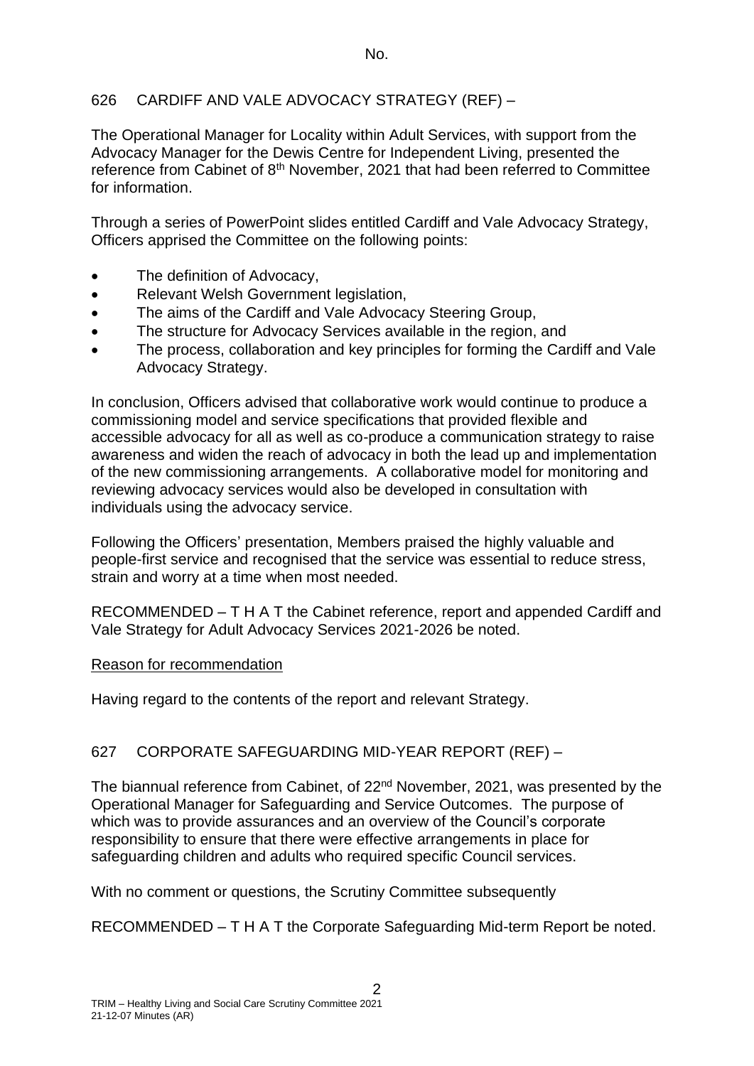No.

## 626 CARDIFF AND VALE ADVOCACY STRATEGY (REF) –

The Operational Manager for Locality within Adult Services, with support from the Advocacy Manager for the Dewis Centre for Independent Living, presented the reference from Cabinet of 8th November, 2021 that had been referred to Committee for information.

Through a series of PowerPoint slides entitled Cardiff and Vale Advocacy Strategy, Officers apprised the Committee on the following points:

- The definition of Advocacy,
- Relevant Welsh Government legislation,
- The aims of the Cardiff and Vale Advocacy Steering Group,
- The structure for Advocacy Services available in the region, and
- The process, collaboration and key principles for forming the Cardiff and Vale Advocacy Strategy.

In conclusion, Officers advised that collaborative work would continue to produce a commissioning model and service specifications that provided flexible and accessible advocacy for all as well as co-produce a communication strategy to raise awareness and widen the reach of advocacy in both the lead up and implementation of the new commissioning arrangements. A collaborative model for monitoring and reviewing advocacy services would also be developed in consultation with individuals using the advocacy service.

Following the Officers' presentation, Members praised the highly valuable and people-first service and recognised that the service was essential to reduce stress, strain and worry at a time when most needed.

RECOMMENDED – T H A T the Cabinet reference, report and appended Cardiff and Vale Strategy for Adult Advocacy Services 2021-2026 be noted.

Reason for recommendation

Having regard to the contents of the report and relevant Strategy.

## 627 CORPORATE SAFEGUARDING MID-YEAR REPORT (REF) –

The biannual reference from Cabinet, of 22nd November, 2021, was presented by the Operational Manager for Safeguarding and Service Outcomes. The purpose of which was to provide assurances and an overview of the Council's corporate responsibility to ensure that there were effective arrangements in place for safeguarding children and adults who required specific Council services.

With no comment or questions, the Scrutiny Committee subsequently

RECOMMENDED – T H A T the Corporate Safeguarding Mid-term Report be noted.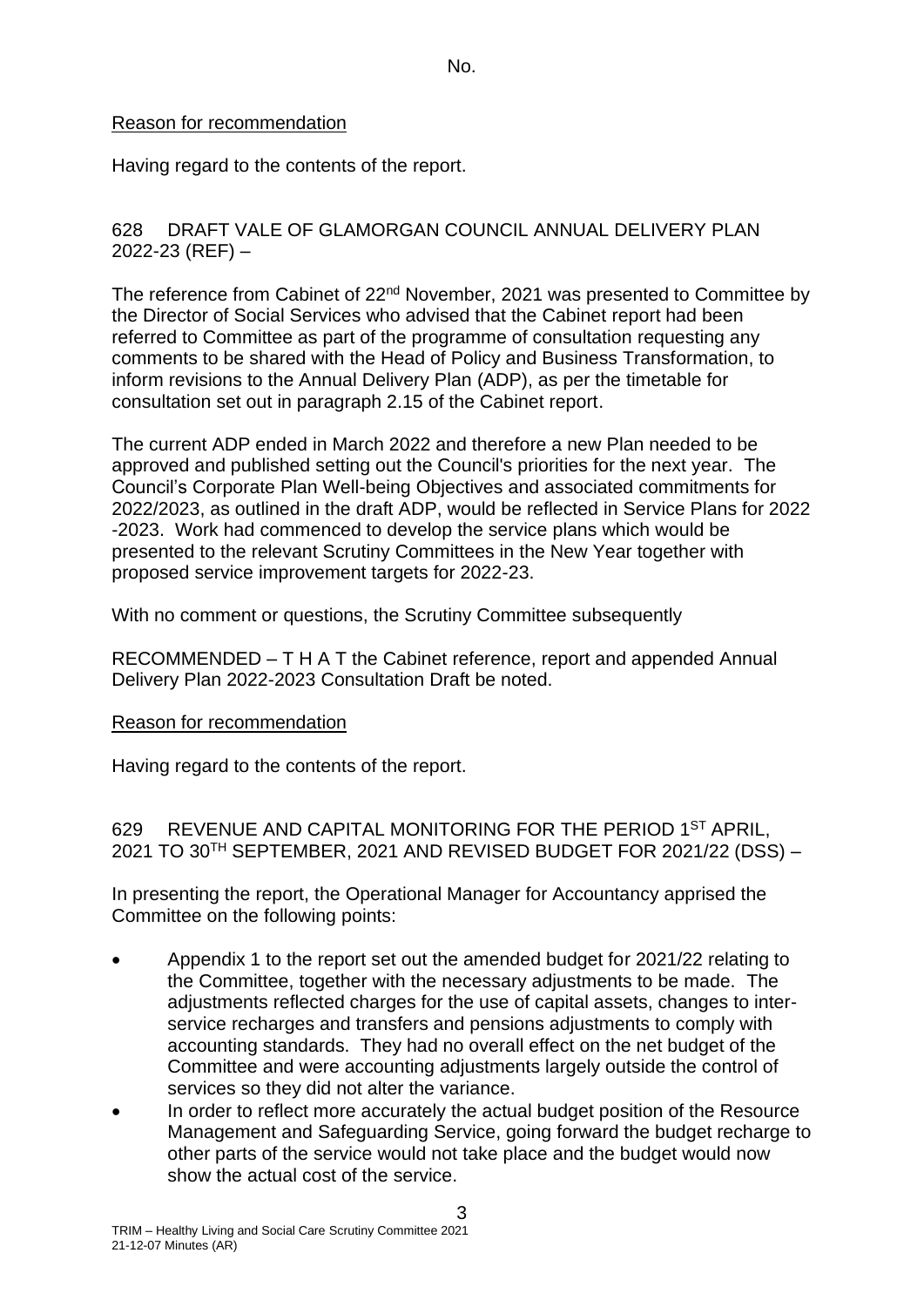No.

Reason for recommendation

Having regard to the contents of the report.

628 DRAFT VALE OF GLAMORGAN COUNCIL ANNUAL DELIVERY PLAN 2022-23 (REF) –

The reference from Cabinet of 22nd November, 2021 was presented to Committee by the Director of Social Services who advised that the Cabinet report had been referred to Committee as part of the programme of consultation requesting any comments to be shared with the Head of Policy and Business Transformation, to inform revisions to the Annual Delivery Plan (ADP), as per the timetable for consultation set out in paragraph 2.15 of the Cabinet report.

The current ADP ended in March 2022 and therefore a new Plan needed to be approved and published setting out the Council's priorities for the next year. The Council's Corporate Plan Well-being Objectives and associated commitments for 2022/2023, as outlined in the draft ADP, would be reflected in Service Plans for 2022 -2023. Work had commenced to develop the service plans which would be presented to the relevant Scrutiny Committees in the New Year together with proposed service improvement targets for 2022-23.

With no comment or questions, the Scrutiny Committee subsequently

RECOMMENDED – T H A T the Cabinet reference, report and appended Annual Delivery Plan 2022-2023 Consultation Draft be noted.

Reason for recommendation

Having regard to the contents of the report.

629 REVENUE AND CAPITAL MONITORING FOR THE PERIOD 1ST APRIL, 2021 TO 30TH SEPTEMBER, 2021 AND REVISED BUDGET FOR 2021/22 (DSS) –

In presenting the report, the Operational Manager for Accountancy apprised the Committee on the following points:

- Appendix 1 to the report set out the amended budget for 2021/22 relating to the Committee, together with the necessary adjustments to be made. The adjustments reflected charges for the use of capital assets, changes to inter-service recharges and transfers and pensions adjustments to comply with accounting standards. They had no overall effect on the net budget of the Committee and were accounting adjustments largely outside the control of services so they did not alter the variance.
- In order to reflect more accurately the actual budget position of the Resource Management and Safeguarding Service, going forward the budget recharge to other parts of the service would not take place and the budget would now show the actual cost of the service.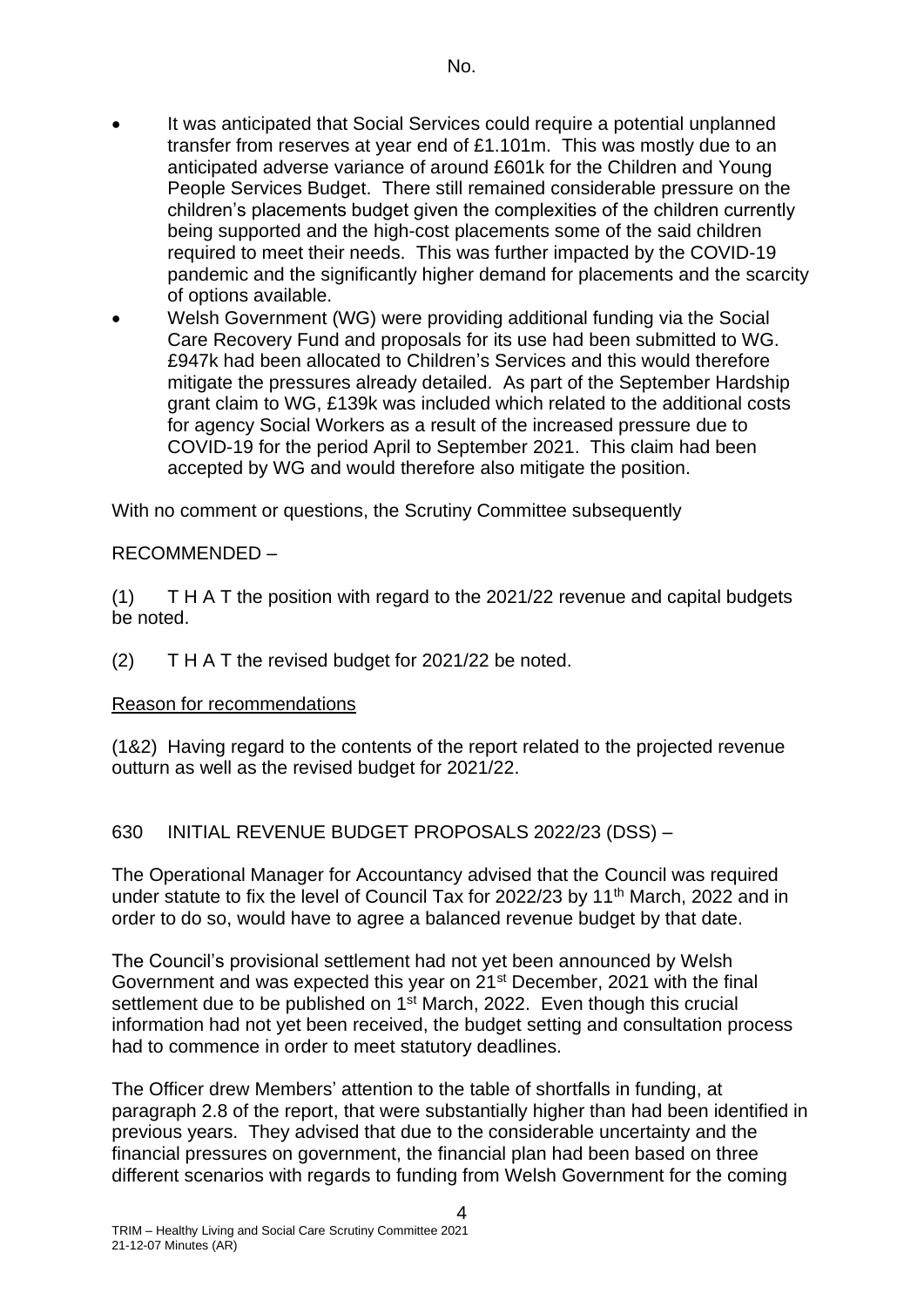- It was anticipated that Social Services could require a potential unplanned transfer from reserves at year end of £1.101m. This was mostly due to an anticipated adverse variance of around £601k for the Children and Young People Services Budget. There still remained considerable pressure on the children's placements budget given the complexities of the children currently being supported and the high-cost placements some of the said children required to meet their needs. This was further impacted by the COVID-19 pandemic and the significantly higher demand for placements and the scarcity of options available.
- Welsh Government (WG) were providing additional funding via the Social Care Recovery Fund and proposals for its use had been submitted to WG. £947k had been allocated to Children's Services and this would therefore mitigate the pressures already detailed. As part of the September Hardship grant claim to WG, £139k was included which related to the additional costs for agency Social Workers as a result of the increased pressure due to COVID-19 for the period April to September 2021. This claim had been accepted by WG and would therefore also mitigate the position.

With no comment or questions, the Scrutiny Committee subsequently

RECOMMENDED –

(1) T H A T the position with regard to the 2021/22 revenue and capital budgets be noted.

(2) T H A T the revised budget for 2021/22 be noted.

Reason for recommendations

(1&2) Having regard to the contents of the report related to the projected revenue outturn as well as the revised budget for 2021/22.

630 INITIAL REVENUE BUDGET PROPOSALS 2022/23 (DSS) –

The Operational Manager for Accountancy advised that the Council was required under statute to fix the level of Council Tax for 2022/23 by 11th March, 2022 and in order to do so, would have to agree a balanced revenue budget by that date.

The Council's provisional settlement had not yet been announced by Welsh Government and was expected this year on 21st December, 2021 with the final settlement due to be published on 1st March, 2022. Even though this crucial information had not yet been received, the budget setting and consultation process had to commence in order to meet statutory deadlines.

The Officer drew Members' attention to the table of shortfalls in funding, at paragraph 2.8 of the report, that were substantially higher than had been identified in previous years. They advised that due to the considerable uncertainty and the financial pressures on government, the financial plan had been based on three different scenarios with regards to funding from Welsh Government for the coming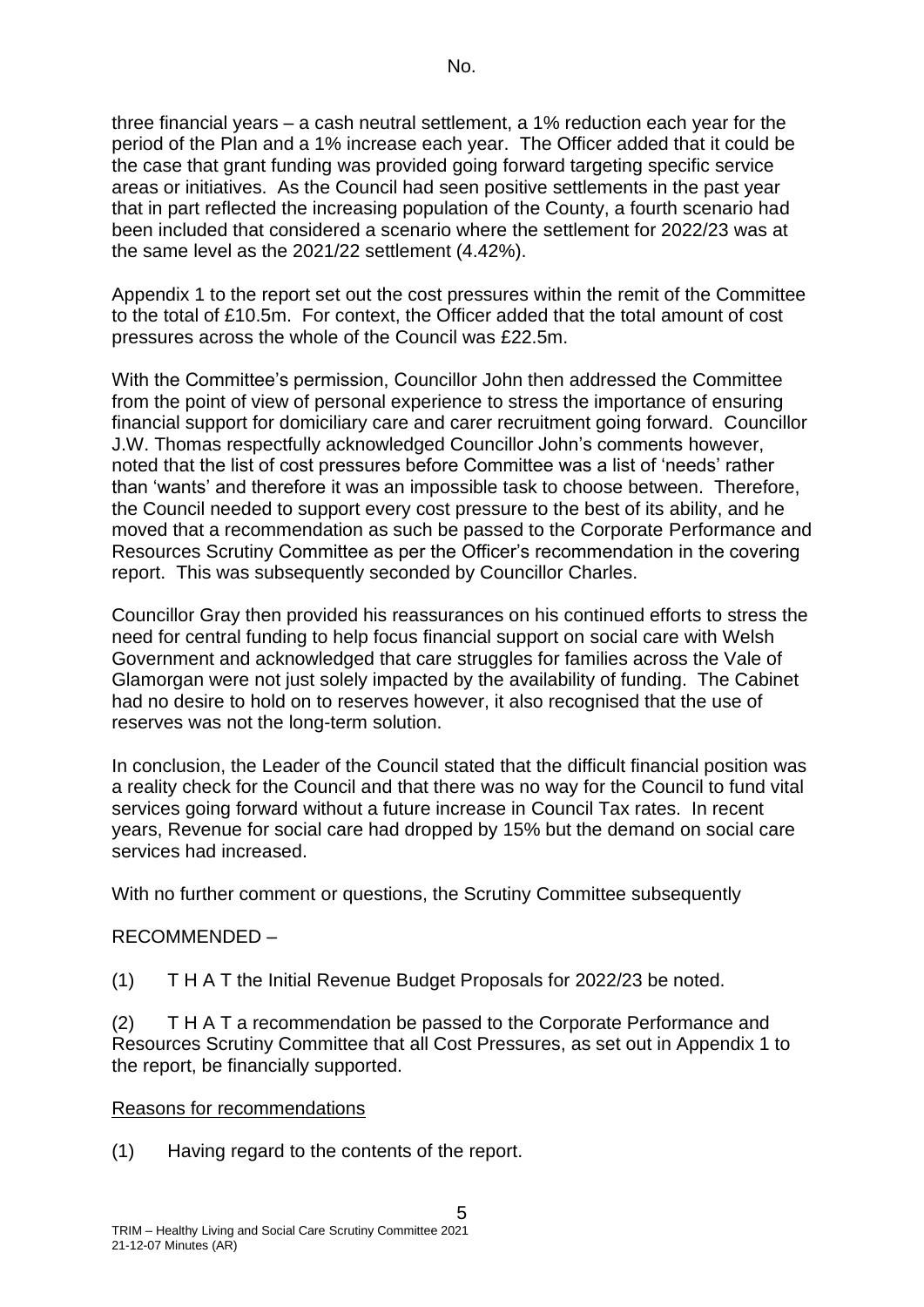three financial years – a cash neutral settlement, a 1% reduction each year for the period of the Plan and a 1% increase each year. The Officer added that it could be the case that grant funding was provided going forward targeting specific service areas or initiatives. As the Council had seen positive settlements in the past year that in part reflected the increasing population of the County, a fourth scenario had been included that considered a scenario where the settlement for 2022/23 was at the same level as the 2021/22 settlement (4.42%).

Appendix 1 to the report set out the cost pressures within the remit of the Committee to the total of £10.5m. For context, the Officer added that the total amount of cost pressures across the whole of the Council was £22.5m.

With the Committee's permission, Councillor John then addressed the Committee from the point of view of personal experience to stress the importance of ensuring financial support for domiciliary care and carer recruitment going forward. Councillor J.W. Thomas respectfully acknowledged Councillor John's comments however, noted that the list of cost pressures before Committee was a list of 'needs' rather than 'wants' and therefore it was an impossible task to choose between. Therefore, the Council needed to support every cost pressure to the best of its ability, and he moved that a recommendation as such be passed to the Corporate Performance and Resources Scrutiny Committee as per the Officer's recommendation in the covering report. This was subsequently seconded by Councillor Charles.

Councillor Gray then provided his reassurances on his continued efforts to stress the need for central funding to help focus financial support on social care with Welsh Government and acknowledged that care struggles for families across the Vale of Glamorgan were not just solely impacted by the availability of funding. The Cabinet had no desire to hold on to reserves however, it also recognised that the use of reserves was not the long-term solution.

In conclusion, the Leader of the Council stated that the difficult financial position was a reality check for the Council and that there was no way for the Council to fund vital services going forward without a future increase in Council Tax rates. In recent years, Revenue for social care had dropped by 15% but the demand on social care services had increased.

With no further comment or questions, the Scrutiny Committee subsequently

RECOMMENDED –

(1) T H A T the Initial Revenue Budget Proposals for 2022/23 be noted.

(2) T H A T a recommendation be passed to the Corporate Performance and Resources Scrutiny Committee that all Cost Pressures, as set out in Appendix 1 to the report, be financially supported.

Reasons for recommendations

(1) Having regard to the contents of the report.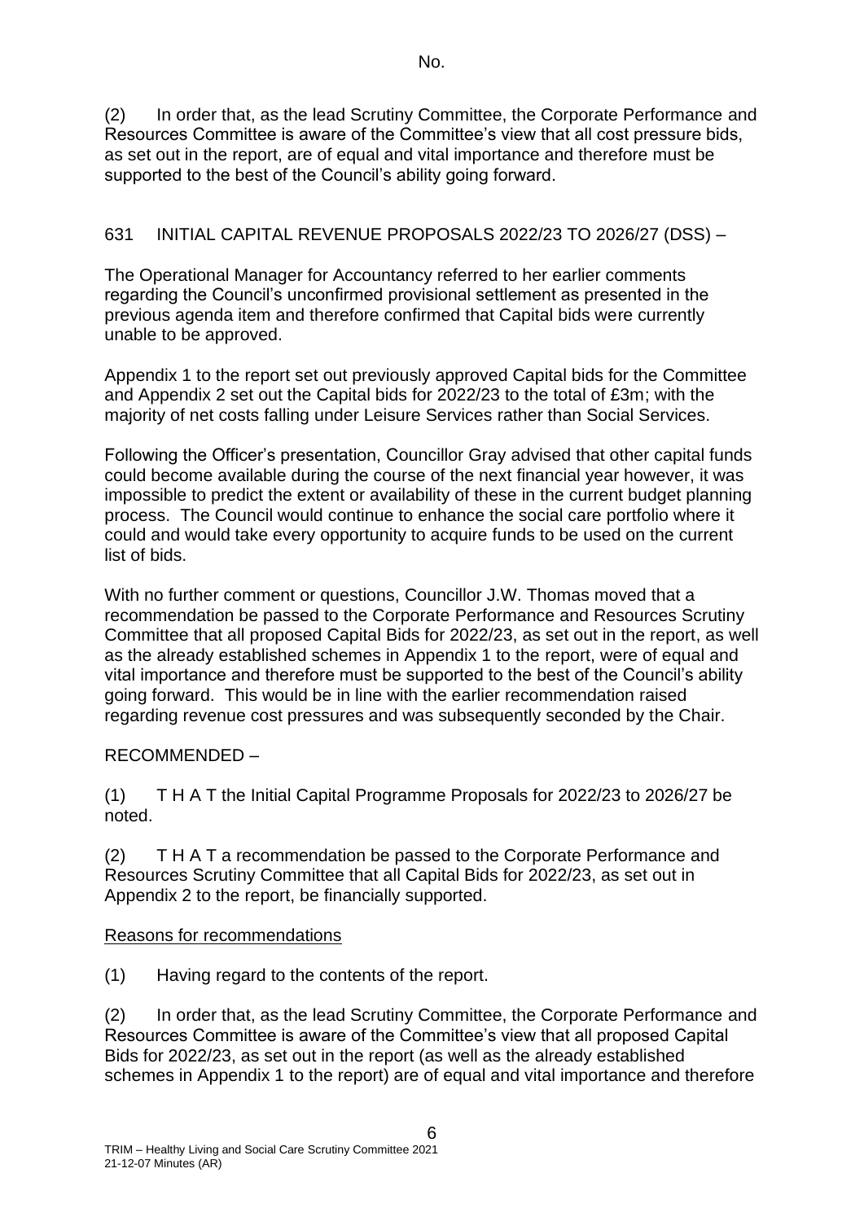(2) In order that, as the lead Scrutiny Committee, the Corporate Performance and Resources Committee is aware of the Committee's view that all cost pressure bids, as set out in the report, are of equal and vital importance and therefore must be supported to the best of the Council's ability going forward.

631 INITIAL CAPITAL REVENUE PROPOSALS 2022/23 TO 2026/27 (DSS) –

The Operational Manager for Accountancy referred to her earlier comments regarding the Council's unconfirmed provisional settlement as presented in the previous agenda item and therefore confirmed that Capital bids were currently unable to be approved.

Appendix 1 to the report set out previously approved Capital bids for the Committee and Appendix 2 set out the Capital bids for 2022/23 to the total of £3m; with the majority of net costs falling under Leisure Services rather than Social Services.

Following the Officer's presentation, Councillor Gray advised that other capital funds could become available during the course of the next financial year however, it was impossible to predict the extent or availability of these in the current budget planning process. The Council would continue to enhance the social care portfolio where it could and would take every opportunity to acquire funds to be used on the current list of bids.

With no further comment or questions, Councillor J.W. Thomas moved that a recommendation be passed to the Corporate Performance and Resources Scrutiny Committee that all proposed Capital Bids for 2022/23, as set out in the report, as well as the already established schemes in Appendix 1 to the report, were of equal and vital importance and therefore must be supported to the best of the Council's ability going forward. This would be in line with the earlier recommendation raised regarding revenue cost pressures and was subsequently seconded by the Chair.

RECOMMENDED –

(1) T H A T the Initial Capital Programme Proposals for 2022/23 to 2026/27 be noted.

(2) T H A T a recommendation be passed to the Corporate Performance and Resources Scrutiny Committee that all Capital Bids for 2022/23, as set out in Appendix 2 to the report, be financially supported.

Reasons for recommendations

(1) Having regard to the contents of the report.

(2) In order that, as the lead Scrutiny Committee, the Corporate Performance and Resources Committee is aware of the Committee's view that all proposed Capital Bids for 2022/23, as set out in the report (as well as the already established schemes in Appendix 1 to the report) are of equal and vital importance and therefore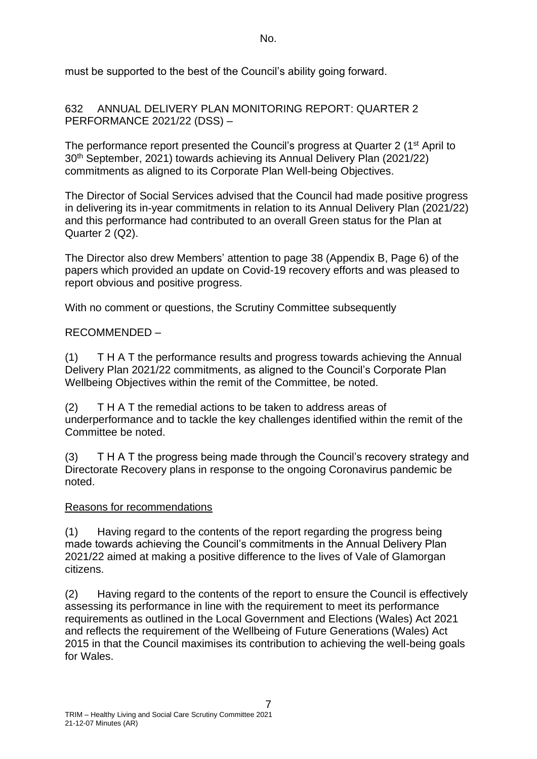must be supported to the best of the Council's ability going forward.

632 ANNUAL DELIVERY PLAN MONITORING REPORT: QUARTER 2 PERFORMANCE 2021/22 (DSS) –

The performance report presented the Council's progress at Quarter 2 (1st April to 30th September, 2021) towards achieving its Annual Delivery Plan (2021/22) commitments as aligned to its Corporate Plan Well-being Objectives.

The Director of Social Services advised that the Council had made positive progress in delivering its in-year commitments in relation to its Annual Delivery Plan (2021/22) and this performance had contributed to an overall Green status for the Plan at Quarter 2 (Q2).

The Director also drew Members' attention to page 38 (Appendix B, Page 6) of the papers which provided an update on Covid-19 recovery efforts and was pleased to report obvious and positive progress.

With no comment or questions, the Scrutiny Committee subsequently

RECOMMENDED –

(1) T H A T the performance results and progress towards achieving the Annual Delivery Plan 2021/22 commitments, as aligned to the Council's Corporate Plan Wellbeing Objectives within the remit of the Committee, be noted.

(2) T H A T the remedial actions to be taken to address areas of underperformance and to tackle the key challenges identified within the remit of the Committee be noted.

(3) T H A T the progress being made through the Council's recovery strategy and Directorate Recovery plans in response to the ongoing Coronavirus pandemic be noted.

Reasons for recommendations

(1) Having regard to the contents of the report regarding the progress being made towards achieving the Council's commitments in the Annual Delivery Plan 2021/22 aimed at making a positive difference to the lives of Vale of Glamorgan citizens.

(2) Having regard to the contents of the report to ensure the Council is effectively assessing its performance in line with the requirement to meet its performance requirements as outlined in the Local Government and Elections (Wales) Act 2021 and reflects the requirement of the Wellbeing of Future Generations (Wales) Act 2015 in that the Council maximises its contribution to achieving the well-being goals for Wales.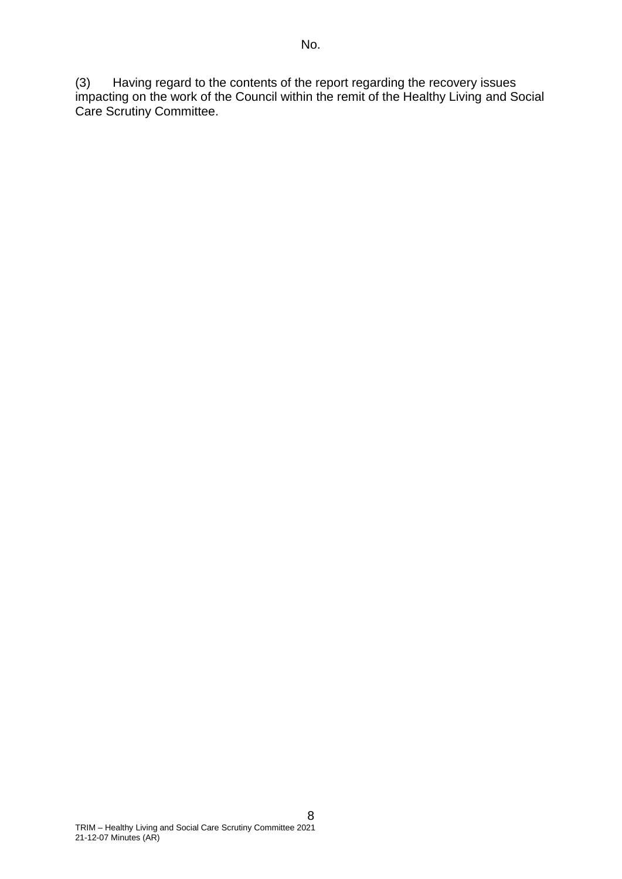No.

(3) Having regard to the contents of the report regarding the recovery issues impacting on the work of the Council within the remit of the Healthy Living and Social Care Scrutiny Committee.